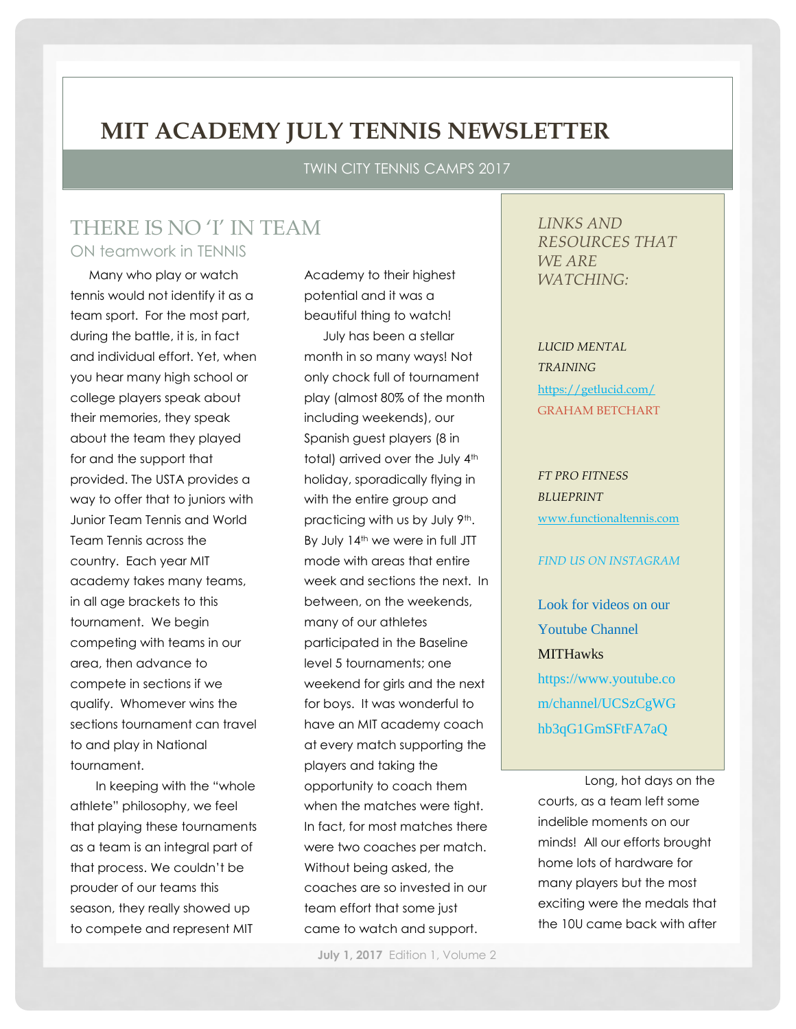# MIT ACADEMY JULY TENNIS NEWSLETTER

TWIN CITY TENNIS CAMPS 2017

## THERE IS NO 'I' IN TEAM

### ON teamwork in TENNIS

Many who play or watch tennis would not identify it as a team sport. For the most part, during the battle, it is, in fact and individual effort. Yet, when you hear many high school or college players speak about their memories, they speak about the team they played for and the support that provided. The USTA provides a way to offer that to juniors with Junior Team Tennis and World Team Tennis across the country. Each year MIT academy takes many teams, in all age brackets to this tournament. We begin competing with teams in our area, then advance to compete in sections if we qualify. Whomever wins the sections tournament can travel to and play in National tournament.

In keeping with the "whole athlete" philosophy, we feel that playing these tournaments as a team is an integral part of that process. We couldn't be prouder of our teams this season, they really showed up to compete and represent MIT Academy to their highest potential and it was a beautiful thing to watch!

July has been a stellar month in so many ways! Not only chock full of tournament play (almost 80% of the month including weekends), our Spanish guest players (8 in total) arrived over the July 4th holiday, sporadically flying in with the entire group and practicing with us by July 9th. By July 14th we were in full JTT mode with areas that entire week and sections the next. In between, on the weekends, many of our athletes participated in the Baseline level 5 tournaments; one weekend for girls and the next for boys. It was wonderful to have an MIT academy coach at every match supporting the players and taking the opportunity to coach them when the matches were tight. In fact, for most matches there were two coaches per match. Without being asked, the coaches are so invested in our team effort that some just came to watch and support.

Long, hot days on the courts, as a team left some indelible moments on our minds! All our efforts brought home lots of hardware for many players but the most exciting were the medals that the 10U came back with after

*LINKS AND RESOURCES THAT WE ARE WATCHING:*

*LUCID MENTAL TRAINING*
https://getlucid.com/
GRAHAM BETCHART

*FT PRO FITNESS BLUEPRINT*
www.functionaltennis.com

*FIND US ON INSTAGRAM*

Look for videos on our Youtube Channel MITHawks
https://www.youtube.com/channel/UCSzCgWGhb3qG1GmSFtFA7aQ

**July 1, 2017** Edition 1, Volume 2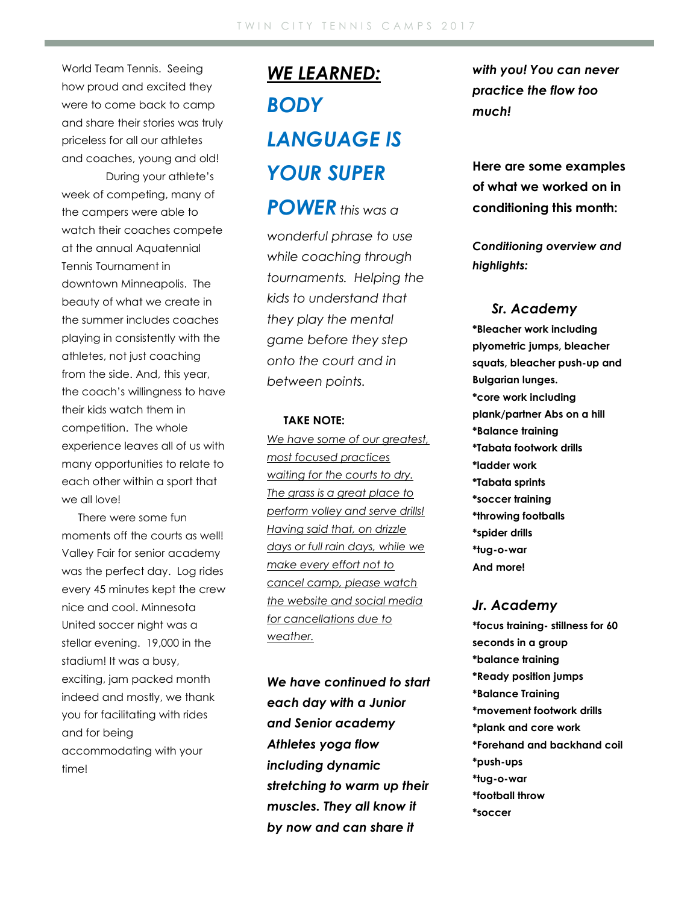World Team Tennis. Seeing how proud and excited they were to come back to camp and share their stories was truly priceless for all our athletes and coaches, young and old!

During your athlete's week of competing, many of the campers were able to watch their coaches compete at the annual Aquatennial Tennis Tournament in downtown Minneapolis. The beauty of what we create in the summer includes coaches playing in consistently with the athletes, not just coaching from the side. And, this year, the coach's willingness to have their kids watch them in competition. The whole experience leaves all of us with many opportunities to relate to each other within a sport that we all love!

There were some fun moments off the courts as well! Valley Fair for senior academy was the perfect day. Log rides every 45 minutes kept the crew nice and cool. Minnesota United soccer night was a stellar evening. 19,000 in the stadium! It was a busy, exciting, jam packed month indeed and mostly, we thank you for facilitating with rides and for being accommodating with your time!

***WE LEARNED:***

***BODY LANGUAGE IS YOUR SUPER POWER*** *this was a wonderful phrase to use while coaching through tournaments. Helping the kids to understand that they play the mental game before they step onto the court and in between points.*

**TAKE NOTE:**

*We have some of our greatest, most focused practices waiting for the courts to dry. The grass is a great place to perform volley and serve drills! Having said that, on drizzle days or full rain days, while we make every effort not to cancel camp, please watch the website and social media for cancellations due to weather.*

***We have continued to start each day with a Junior and Senior academy Athletes yoga flow including dynamic stretching to warm up their muscles. They all know it by now and can share it with you! You can never practice the flow too much!***

**Here are some examples of what we worked on in conditioning this month:**

***Conditioning overview and highlights:***

### *Sr. Academy*

**\*Bleacher work including plyometric jumps, bleacher squats, bleacher push-up and Bulgarian lunges.**
**\*core work including plank/partner Abs on a hill**
**\*Balance training**
**\*Tabata footwork drills**
**\*ladder work**
**\*Tabata sprints**
**\*soccer training**
**\*throwing footballs**
**\*spider drills**
**\*tug-o-war**
**And more!**

### *Jr. Academy*

**\*focus training- stillness for 60 seconds in a group**
**\*balance training**
**\*Ready position jumps**
**\*Balance Training**
**\*movement footwork drills**
**\*plank and core work**
**\*Forehand and backhand coil**
**\*push-ups**
**\*tug-o-war**
**\*football throw**
**\*soccer**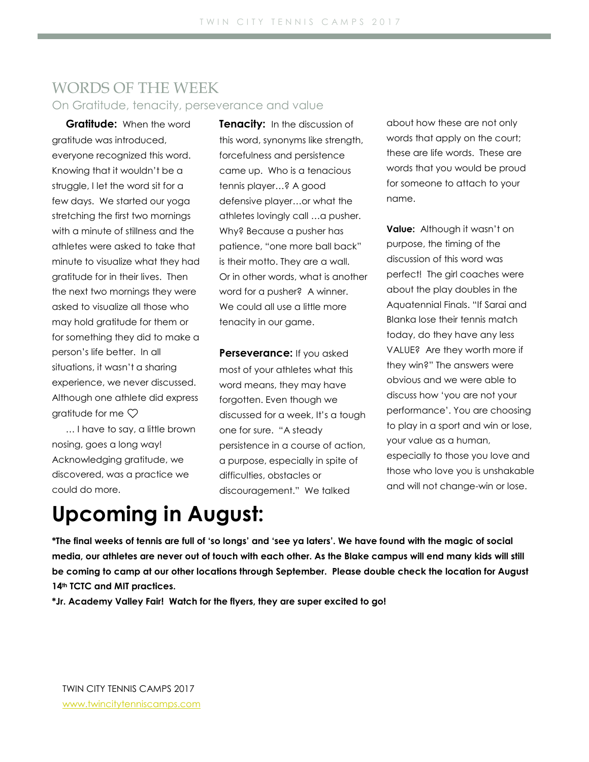## WORDS OF THE WEEK

On Gratitude, tenacity, perseverance and value

**Gratitude:** When the word gratitude was introduced, everyone recognized this word. Knowing that it wouldn't be a struggle, I let the word sit for a few days. We started our yoga stretching the first two mornings with a minute of stillness and the athletes were asked to take that minute to visualize what they had gratitude for in their lives. Then the next two mornings they were asked to visualize all those who may hold gratitude for them or for something they did to make a person's life better. In all situations, it wasn't a sharing experience, we never discussed. Although one athlete did express gratitude for me ♡

… I have to say, a little brown nosing, goes a long way! Acknowledging gratitude, we discovered, was a practice we could do more.

**Tenacity:** In the discussion of this word, synonyms like strength, forcefulness and persistence came up. Who is a tenacious tennis player…? A good defensive player…or what the athletes lovingly call …a pusher. Why? Because a pusher has patience, "one more ball back" is their motto. They are a wall. Or in other words, what is another word for a pusher? A winner. We could all use a little more tenacity in our game.

**Perseverance:** If you asked most of your athletes what this word means, they may have forgotten. Even though we discussed for a week, It's a tough one for sure. "A steady persistence in a course of action, a purpose, especially in spite of difficulties, obstacles or discouragement." We talked about how these are not only words that apply on the court; these are life words. These are words that you would be proud for someone to attach to your name.

**Value:** Although it wasn't on purpose, the timing of the discussion of this word was perfect! The girl coaches were about the play doubles in the Aquatennial Finals. "If Sarai and Blanka lose their tennis match today, do they have any less VALUE? Are they worth more if they win?" The answers were obvious and we were able to discuss how 'you are not your performance'. You are choosing to play in a sport and win or lose, your value as a human, especially to those you love and those who love you is unshakable and will not change-win or lose.

# Upcoming in August:

**\*The final weeks of tennis are full of 'so longs' and 'see ya laters'. We have found with the magic of social media, our athletes are never out of touch with each other. As the Blake campus will end many kids will still be coming to camp at our other locations through September. Please double check the location for August 14th TCTC and MIT practices.**

**\*Jr. Academy Valley Fair! Watch for the flyers, they are super excited to go!**

TWIN CITY TENNIS CAMPS 2017
www.twincitytenniscamps.com